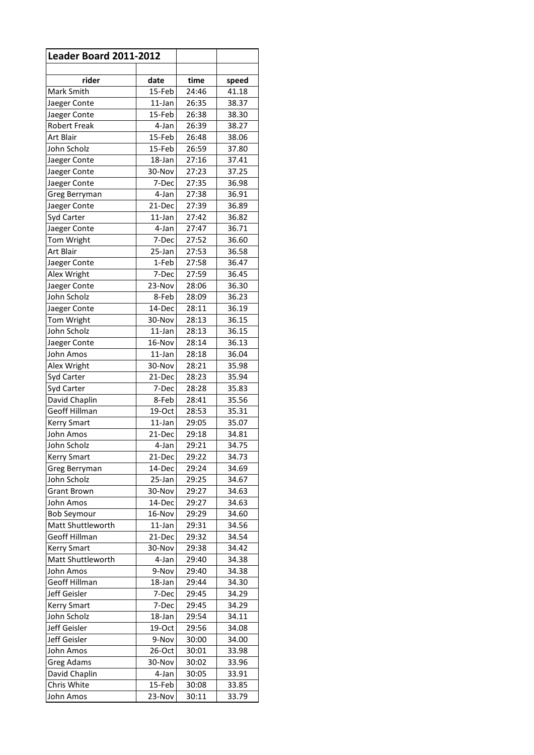| Leader Board 2011-2012 | | | |
|---|---|---|---|
| | | | |
| **rider** | **date** | **time** | **speed** |
| Mark Smith | 15-Feb | 24:46 | 41.18 |
| Jaeger Conte | 11-Jan | 26:35 | 38.37 |
| Jaeger Conte | 15-Feb | 26:38 | 38.30 |
| Robert Freak | 4-Jan | 26:39 | 38.27 |
| Art Blair | 15-Feb | 26:48 | 38.06 |
| John Scholz | 15-Feb | 26:59 | 37.80 |
| Jaeger Conte | 18-Jan | 27:16 | 37.41 |
| Jaeger Conte | 30-Nov | 27:23 | 37.25 |
| Jaeger Conte | 7-Dec | 27:35 | 36.98 |
| Greg Berryman | 4-Jan | 27:38 | 36.91 |
| Jaeger Conte | 21-Dec | 27:39 | 36.89 |
| Syd Carter | 11-Jan | 27:42 | 36.82 |
| Jaeger Conte | 4-Jan | 27:47 | 36.71 |
| Tom Wright | 7-Dec | 27:52 | 36.60 |
| Art Blair | 25-Jan | 27:53 | 36.58 |
| Jaeger Conte | 1-Feb | 27:58 | 36.47 |
| Alex Wright | 7-Dec | 27:59 | 36.45 |
| Jaeger Conte | 23-Nov | 28:06 | 36.30 |
| John Scholz | 8-Feb | 28:09 | 36.23 |
| Jaeger Conte | 14-Dec | 28:11 | 36.19 |
| Tom Wright | 30-Nov | 28:13 | 36.15 |
| John Scholz | 11-Jan | 28:13 | 36.15 |
| Jaeger Conte | 16-Nov | 28:14 | 36.13 |
| John Amos | 11-Jan | 28:18 | 36.04 |
| Alex Wright | 30-Nov | 28:21 | 35.98 |
| Syd Carter | 21-Dec | 28:23 | 35.94 |
| Syd Carter | 7-Dec | 28:28 | 35.83 |
| David Chaplin | 8-Feb | 28:41 | 35.56 |
| Geoff Hillman | 19-Oct | 28:53 | 35.31 |
| Kerry Smart | 11-Jan | 29:05 | 35.07 |
| John Amos | 21-Dec | 29:18 | 34.81 |
| John Scholz | 4-Jan | 29:21 | 34.75 |
| Kerry Smart | 21-Dec | 29:22 | 34.73 |
| Greg Berryman | 14-Dec | 29:24 | 34.69 |
| John Scholz | 25-Jan | 29:25 | 34.67 |
| Grant Brown | 30-Nov | 29:27 | 34.63 |
| John Amos | 14-Dec | 29:27 | 34.63 |
| Bob Seymour | 16-Nov | 29:29 | 34.60 |
| Matt Shuttleworth | 11-Jan | 29:31 | 34.56 |
| Geoff Hillman | 21-Dec | 29:32 | 34.54 |
| Kerry Smart | 30-Nov | 29:38 | 34.42 |
| Matt Shuttleworth | 4-Jan | 29:40 | 34.38 |
| John Amos | 9-Nov | 29:40 | 34.38 |
| Geoff Hillman | 18-Jan | 29:44 | 34.30 |
| Jeff Geisler | 7-Dec | 29:45 | 34.29 |
| Kerry Smart | 7-Dec | 29:45 | 34.29 |
| John Scholz | 18-Jan | 29:54 | 34.11 |
| Jeff Geisler | 19-Oct | 29:56 | 34.08 |
| Jeff Geisler | 9-Nov | 30:00 | 34.00 |
| John Amos | 26-Oct | 30:01 | 33.98 |
| Greg Adams | 30-Nov | 30:02 | 33.96 |
| David Chaplin | 4-Jan | 30:05 | 33.91 |
| Chris White | 15-Feb | 30:08 | 33.85 |
| John Amos | 23-Nov | 30:11 | 33.79 |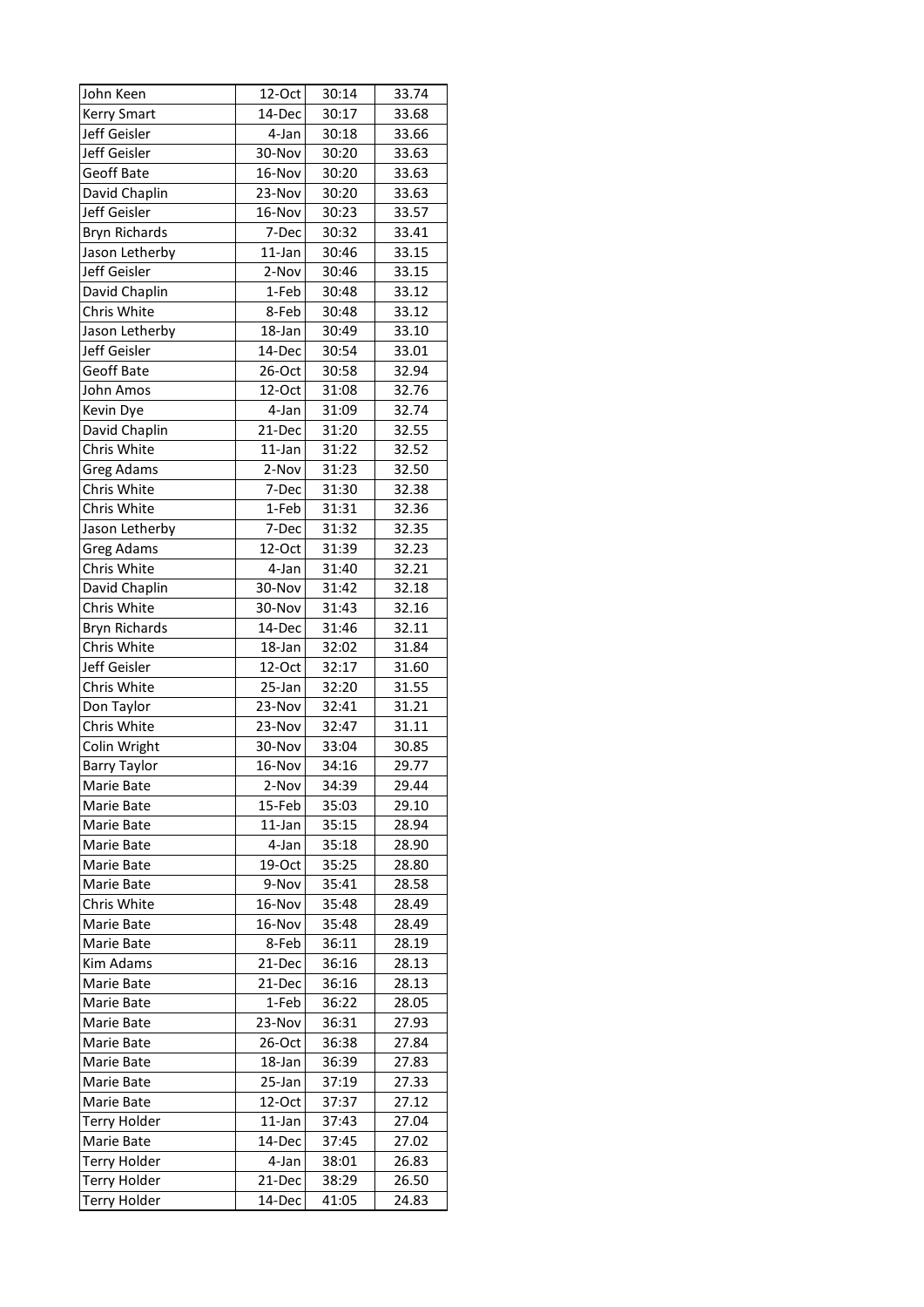| | | | |
|---|---|---|---|
| John Keen | 12-Oct | 30:14 | 33.74 |
| Kerry Smart | 14-Dec | 30:17 | 33.68 |
| Jeff Geisler | 4-Jan | 30:18 | 33.66 |
| Jeff Geisler | 30-Nov | 30:20 | 33.63 |
| Geoff Bate | 16-Nov | 30:20 | 33.63 |
| David Chaplin | 23-Nov | 30:20 | 33.63 |
| Jeff Geisler | 16-Nov | 30:23 | 33.57 |
| Bryn Richards | 7-Dec | 30:32 | 33.41 |
| Jason Letherby | 11-Jan | 30:46 | 33.15 |
| Jeff Geisler | 2-Nov | 30:46 | 33.15 |
| David Chaplin | 1-Feb | 30:48 | 33.12 |
| Chris White | 8-Feb | 30:48 | 33.12 |
| Jason Letherby | 18-Jan | 30:49 | 33.10 |
| Jeff Geisler | 14-Dec | 30:54 | 33.01 |
| Geoff Bate | 26-Oct | 30:58 | 32.94 |
| John Amos | 12-Oct | 31:08 | 32.76 |
| Kevin Dye | 4-Jan | 31:09 | 32.74 |
| David Chaplin | 21-Dec | 31:20 | 32.55 |
| Chris White | 11-Jan | 31:22 | 32.52 |
| Greg Adams | 2-Nov | 31:23 | 32.50 |
| Chris White | 7-Dec | 31:30 | 32.38 |
| Chris White | 1-Feb | 31:31 | 32.36 |
| Jason Letherby | 7-Dec | 31:32 | 32.35 |
| Greg Adams | 12-Oct | 31:39 | 32.23 |
| Chris White | 4-Jan | 31:40 | 32.21 |
| David Chaplin | 30-Nov | 31:42 | 32.18 |
| Chris White | 30-Nov | 31:43 | 32.16 |
| Bryn Richards | 14-Dec | 31:46 | 32.11 |
| Chris White | 18-Jan | 32:02 | 31.84 |
| Jeff Geisler | 12-Oct | 32:17 | 31.60 |
| Chris White | 25-Jan | 32:20 | 31.55 |
| Don Taylor | 23-Nov | 32:41 | 31.21 |
| Chris White | 23-Nov | 32:47 | 31.11 |
| Colin Wright | 30-Nov | 33:04 | 30.85 |
| Barry Taylor | 16-Nov | 34:16 | 29.77 |
| Marie Bate | 2-Nov | 34:39 | 29.44 |
| Marie Bate | 15-Feb | 35:03 | 29.10 |
| Marie Bate | 11-Jan | 35:15 | 28.94 |
| Marie Bate | 4-Jan | 35:18 | 28.90 |
| Marie Bate | 19-Oct | 35:25 | 28.80 |
| Marie Bate | 9-Nov | 35:41 | 28.58 |
| Chris White | 16-Nov | 35:48 | 28.49 |
| Marie Bate | 16-Nov | 35:48 | 28.49 |
| Marie Bate | 8-Feb | 36:11 | 28.19 |
| Kim Adams | 21-Dec | 36:16 | 28.13 |
| Marie Bate | 21-Dec | 36:16 | 28.13 |
| Marie Bate | 1-Feb | 36:22 | 28.05 |
| Marie Bate | 23-Nov | 36:31 | 27.93 |
| Marie Bate | 26-Oct | 36:38 | 27.84 |
| Marie Bate | 18-Jan | 36:39 | 27.83 |
| Marie Bate | 25-Jan | 37:19 | 27.33 |
| Marie Bate | 12-Oct | 37:37 | 27.12 |
| Terry Holder | 11-Jan | 37:43 | 27.04 |
| Marie Bate | 14-Dec | 37:45 | 27.02 |
| Terry Holder | 4-Jan | 38:01 | 26.83 |
| Terry Holder | 21-Dec | 38:29 | 26.50 |
| Terry Holder | 14-Dec | 41:05 | 24.83 |